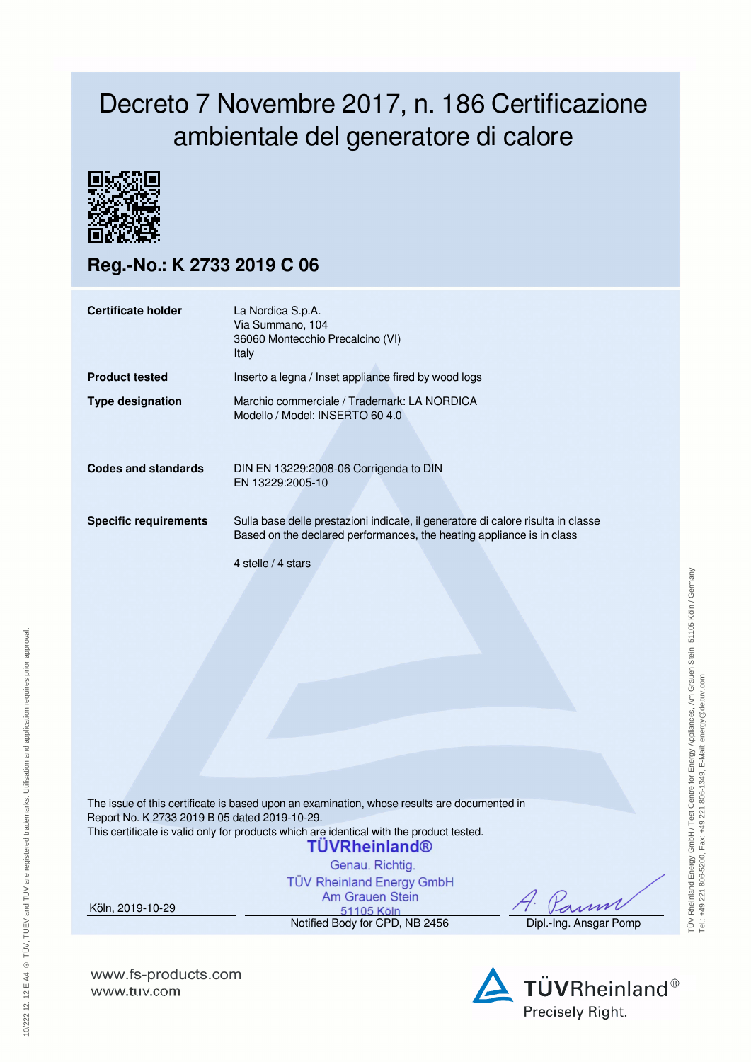# Decreto 7 Novembre 2017, n. 186 Certificazione ambientale del generatore di calore

## Reg.-No.: K 2733 2019 C 06

| | |
|---|---|
| **Certificate holder** | La Nordica S.p.A.<br>Via Summano, 104<br>36060 Montecchio Precalcino (VI)<br>Italy |
| **Product tested** | Inserto a legna / Inset appliance fired by wood logs |
| **Type designation** | Marchio commerciale / Trademark: LA NORDICA<br>Modello / Model: INSERTO 60 4.0 |
| **Codes and standards** | DIN EN 13229:2008-06 Corrigenda to DIN EN 13229:2005-10 |
| **Specific requirements** | Sulla base delle prestazioni indicate, il generatore di calore risulta in classe<br>Based on the declared performances, the heating appliance is in class<br><br>4 stelle / 4 stars |

The issue of this certificate is based upon an examination, whose results are documented in Report No. K 2733 2019 B 05 dated 2019-10-29.
This certificate is valid only for products which are identical with the product tested.

TÜVRheinland®
Genau. Richtig.
TÜV Rheinland Energy GmbH
Am Grauen Stein
51105 Köln

Köln, 2019-10-29

Notified Body for CPD, NB 2456

Dipl.-Ing. Ansgar Pomp

TÜV Rheinland Energy GmbH / Test Centre for Energy Appliances, Am Grauen Stein, 51105 Köln / Germany
Tel.: +49 221 806-5200, Fax: +49 221 806-1349, E-Mail: energy@de.tuv.com

10/222 12. 12 E A4 ® TÜV, TUEV and TUV are registered trademarks. Utilisation and application requires prior approval.

www.fs-products.com
www.tuv.com

TÜVRheinland®
Precisely Right.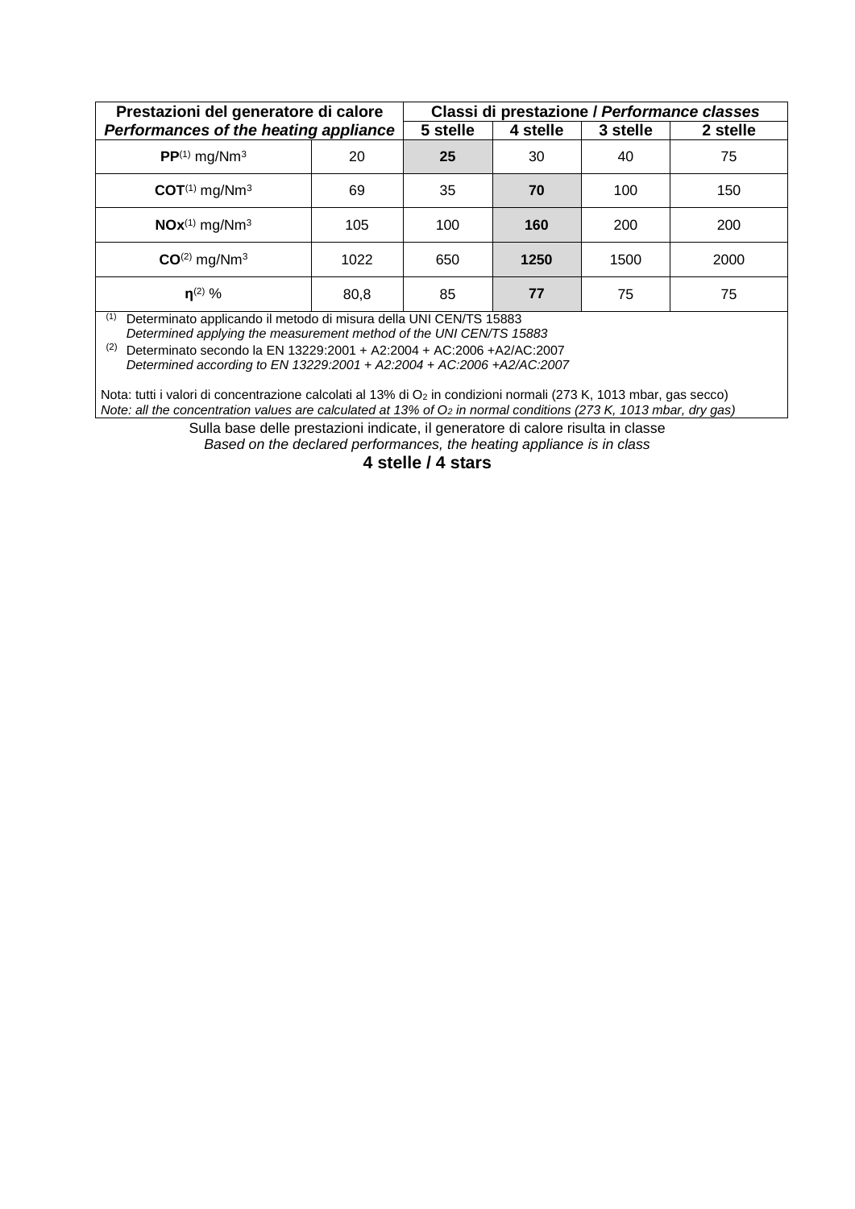| Prestazioni del generatore di calore *Performances of the heating appliance* | | Classi di prestazione / *Performance classes* | | | |
|---|---|---|---|---|---|
| | | 5 stelle | 4 stelle | 3 stelle | 2 stelle |
| **PP**[1] mg/Nm$^3$ | 20 | **25** | 30 | 40 | 75 |
| **COT**[1] mg/Nm$^3$ | 69 | 35 | **70** | 100 | 150 |
| **NOx**[1] mg/Nm$^3$ | 105 | 100 | **160** | 200 | 200 |
| **CO**[2] mg/Nm$^3$ | 1022 | 650 | **1250** | 1500 | 2000 |
| **η**[2] % | 80,8 | 85 | **77** | 75 | 75 |

[1] Determinato applicando il metodo di misura della UNI CEN/TS 15883
*Determined applying the measurement method of the UNI CEN/TS 15883*

[2] Determinato secondo la EN 13229:2001 + A2:2004 + AC:2006 +A2/AC:2007
*Determined according to EN 13229:2001 + A2:2004 + AC:2006 +A2/AC:2007*

Nota: tutti i valori di concentrazione calcolati al 13% di $O_2$ in condizioni normali (273 K, 1013 mbar, gas secco)
*Note: all the concentration values are calculated at 13% of $O_2$ in normal conditions (273 K, 1013 mbar, dry gas)*

Sulla base delle prestazioni indicate, il generatore di calore risulta in classe
*Based on the declared performances, the heating appliance is in class*

**4 stelle / 4 stars**